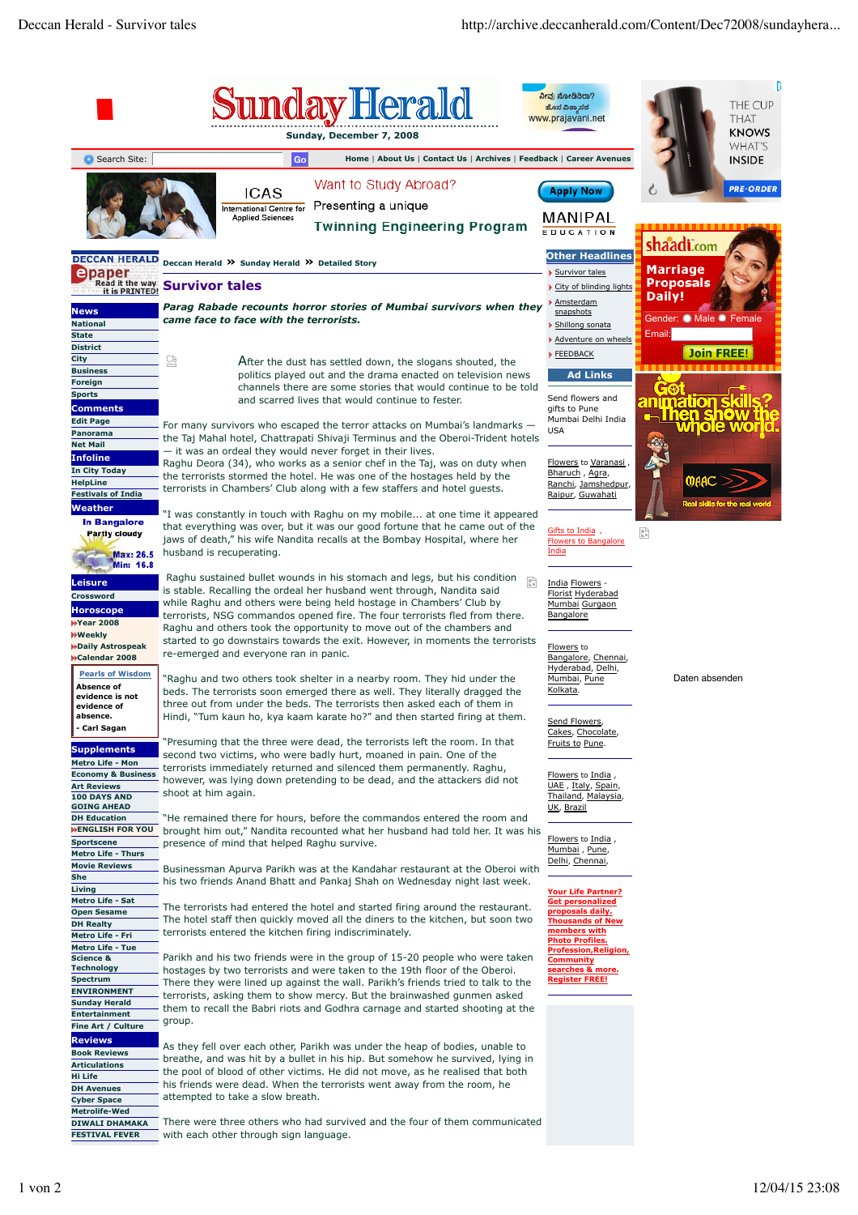# Survivor tales

***Parag Rabade recounts horror stories of Mumbai survivors when they came face to face with the terrorists.***

After the dust has settled down, the slogans shouted, the politics played out and the drama enacted on television news channels there are some stories that would continue to be told and scarred lives that would continue to fester.

For many survivors who escaped the terror attacks on Mumbai's landmarks — the Taj Mahal hotel, Chattrapati Shivaji Terminus and the Oberoi-Trident hotels — it was an ordeal they would never forget in their lives.

Raghu Deora (34), who works as a senior chef in the Taj, was on duty when the terrorists stormed the hotel. He was one of the hostages held by the terrorists in Chambers' Club along with a few staffers and hotel guests.

"I was constantly in touch with Raghu on my mobile... at one time it appeared that everything was over, but it was our good fortune that he came out of the jaws of death," his wife Nandita recalls at the Bombay Hospital, where her husband is recuperating.

Raghu sustained bullet wounds in his stomach and legs, but his condition is stable. Recalling the ordeal her husband went through, Nandita said while Raghu and others were being held hostage in Chambers' Club by terrorists, NSG commandos opened fire. The four terrorists fled from there. Raghu and others took the opportunity to move out of the chambers and started to go downstairs towards the exit. However, in moments the terrorists re-emerged and everyone ran in panic.

"Raghu and two others took shelter in a nearby room. They hid under the beds. The terrorists soon emerged there as well. They literally dragged the three out from under the beds. The terrorists then asked each of them in Hindi, "Tum kaun ho, kya kaam karate ho?" and then started firing at them.

"Presuming that the three were dead, the terrorists left the room. In that second two victims, who were badly hurt, moaned in pain. One of the terrorists immediately returned and silenced them permanently. Raghu, however, was lying down pretending to be dead, and the attackers did not shoot at him again.

"He remained there for hours, before the commandos entered the room and brought him out," Nandita recounted what her husband had told her. It was his presence of mind that helped Raghu survive.

Businessman Apurva Parikh was at the Kandahar restaurant at the Oberoi with his two friends Anand Bhatt and Pankaj Shah on Wednesday night last week.

The terrorists had entered the hotel and started firing around the restaurant. The hotel staff then quickly moved all the diners to the kitchen, but soon two terrorists entered the kitchen firing indiscriminately.

Parikh and his two friends were in the group of 15-20 people who were taken hostages by two terrorists and were taken to the 19th floor of the Oberoi. There they were lined up against the wall. Parikh's friends tried to talk to the terrorists, asking them to show mercy. But the brainwashed gunmen asked them to recall the Babri riots and Godhra carnage and started shooting at the group.

As they fell over each other, Parikh was under the heap of bodies, unable to breathe, and was hit by a bullet in his hip. But somehow he survived, lying in the pool of blood of other victims. He did not move, as he realised that both his friends were dead. When the terrorists went away from the room, he attempted to take a slow breath.

There were three others who had survived and the four of them communicated with each other through sign language.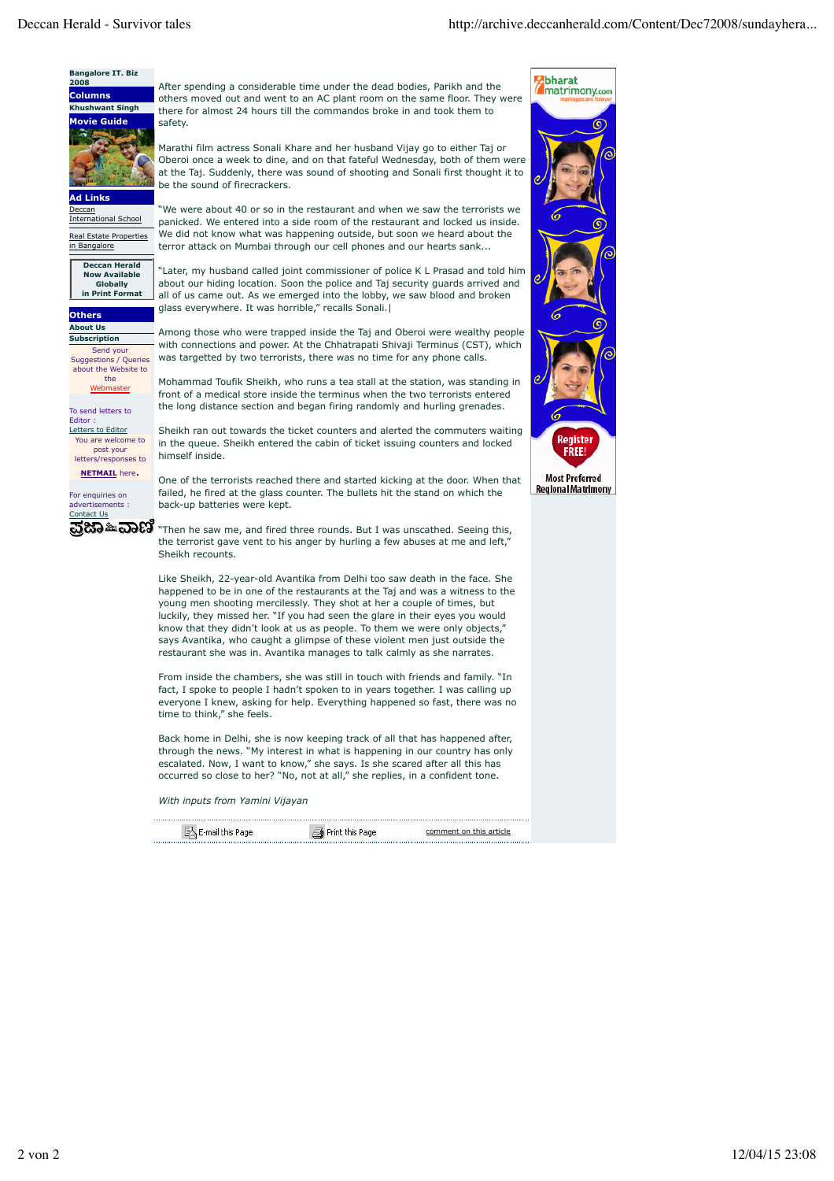After spending a considerable time under the dead bodies, Parikh and the others moved out and went to an AC plant room on the same floor. They were there for almost 24 hours till the commandos broke in and took them to safety.

Marathi film actress Sonali Khare and her husband Vijay go to either Taj or Oberoi once a week to dine, and on that fateful Wednesday, both of them were at the Taj. Suddenly, there was sound of shooting and Sonali first thought it to be the sound of firecrackers.

"We were about 40 or so in the restaurant and when we saw the terrorists we panicked. We entered into a side room of the restaurant and locked us inside. We did not know what was happening outside, but soon we heard about the terror attack on Mumbai through our cell phones and our hearts sank...

"Later, my husband called joint commissioner of police K L Prasad and told him about our hiding location. Soon the police and Taj security guards arrived and all of us came out. As we emerged into the lobby, we saw blood and broken glass everywhere. It was horrible," recalls Sonali.|

Among those who were trapped inside the Taj and Oberoi were wealthy people with connections and power. At the Chhatrapati Shivaji Terminus (CST), which was targetted by two terrorists, there was no time for any phone calls.

Mohammad Toufik Sheikh, who runs a tea stall at the station, was standing in front of a medical store inside the terminus when the two terrorists entered the long distance section and began firing randomly and hurling grenades.

Sheikh ran out towards the ticket counters and alerted the commuters waiting in the queue. Sheikh entered the cabin of ticket issuing counters and locked himself inside.

One of the terrorists reached there and started kicking at the door. When that failed, he fired at the glass counter. The bullets hit the stand on which the back-up batteries were kept.

"Then he saw me, and fired three rounds. But I was unscathed. Seeing this, the terrorist gave vent to his anger by hurling a few abuses at me and left," Sheikh recounts.

Like Sheikh, 22-year-old Avantika from Delhi too saw death in the face. She happened to be in one of the restaurants at the Taj and was a witness to the young men shooting mercilessly. They shot at her a couple of times, but luckily, they missed her. "If you had seen the glare in their eyes you would know that they didn't look at us as people. To them we were only objects," says Avantika, who caught a glimpse of these violent men just outside the restaurant she was in. Avantika manages to talk calmly as she narrates.

From inside the chambers, she was still in touch with friends and family. "In fact, I spoke to people I hadn't spoken to in years together. I was calling up everyone I knew, asking for help. Everything happened so fast, there was no time to think," she feels.

Back home in Delhi, she is now keeping track of all that has happened after, through the news. "My interest in what is happening in our country has only escalated. Now, I want to know," she says. Is she scared after all this has occurred so close to her? "No, not at all," she replies, in a confident tone.

*With inputs from Yamini Vijayan*